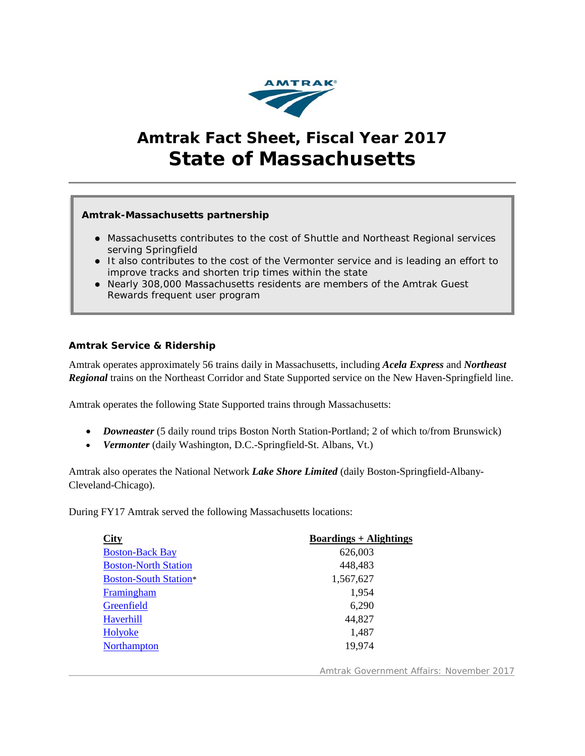# Amtrak Fact Sheet, Fiscal Year 2017
# State of Massachusetts

**Amtrak-Massachusetts partnership**

- Massachusetts contributes to the cost of Shuttle and Northeast Regional services serving Springfield
- It also contributes to the cost of the Vermonter service and is leading an effort to improve tracks and shorten trip times within the state
- Nearly 308,000 Massachusetts residents are members of the Amtrak Guest Rewards frequent user program

### Amtrak Service & Ridership

Amtrak operates approximately 56 trains daily in Massachusetts, including ***Acela Express*** and ***Northeast Regional*** trains on the Northeast Corridor and State Supported service on the New Haven-Springfield line.

Amtrak operates the following State Supported trains through Massachusetts:

- ***Downeaster*** (5 daily round trips Boston North Station-Portland; 2 of which to/from Brunswick)
- ***Vermonter*** (daily Washington, D.C.-Springfield-St. Albans, Vt.)

Amtrak also operates the National Network ***Lake Shore Limited*** (daily Boston-Springfield-Albany-Cleveland-Chicago).

During FY17 Amtrak served the following Massachusetts locations:

| City | Boardings + Alightings |
|---|---|
| Boston-Back Bay | 626,003 |
| Boston-North Station | 448,483 |
| Boston-South Station* | 1,567,627 |
| Framingham | 1,954 |
| Greenfield | 6,290 |
| Haverhill | 44,827 |
| Holyoke | 1,487 |
| Northampton | 19,974 |

Amtrak Government Affairs: November 2017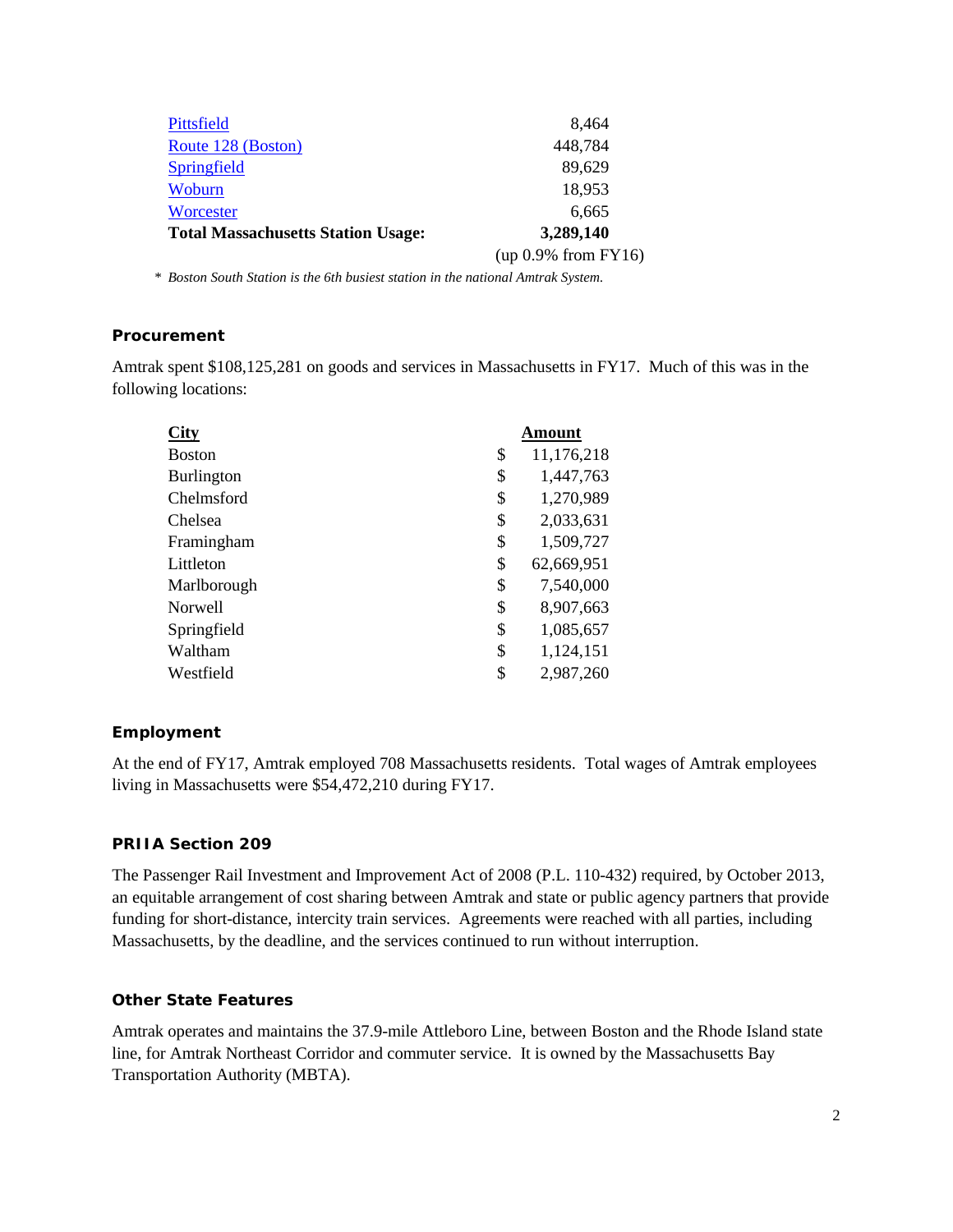| | |
|---|---|
| Pittsfield | 8,464 |
| Route 128 (Boston) | 448,784 |
| Springfield | 89,629 |
| Woburn | 18,953 |
| Worcester | 6,665 |
| **Total Massachusetts Station Usage:** | **3,289,140** |
| | (up 0.9% from FY16) |

\* *Boston South Station is the 6th busiest station in the national Amtrak System.*

### Procurement

Amtrak spent $108,125,281 on goods and services in Massachusetts in FY17. Much of this was in the following locations:

| City | Amount |
|---|---|
| Boston | $ 11,176,218 |
| Burlington | $ 1,447,763 |
| Chelmsford | $ 1,270,989 |
| Chelsea | $ 2,033,631 |
| Framingham | $ 1,509,727 |
| Littleton | $ 62,669,951 |
| Marlborough | $ 7,540,000 |
| Norwell | $ 8,907,663 |
| Springfield | $ 1,085,657 |
| Waltham | $ 1,124,151 |
| Westfield | $ 2,987,260 |

### Employment

At the end of FY17, Amtrak employed 708 Massachusetts residents. Total wages of Amtrak employees living in Massachusetts were $54,472,210 during FY17.

### PRIIA Section 209

The Passenger Rail Investment and Improvement Act of 2008 (P.L. 110-432) required, by October 2013, an equitable arrangement of cost sharing between Amtrak and state or public agency partners that provide funding for short-distance, intercity train services. Agreements were reached with all parties, including Massachusetts, by the deadline, and the services continued to run without interruption.

### Other State Features

Amtrak operates and maintains the 37.9-mile Attleboro Line, between Boston and the Rhode Island state line, for Amtrak Northeast Corridor and commuter service. It is owned by the Massachusetts Bay Transportation Authority (MBTA).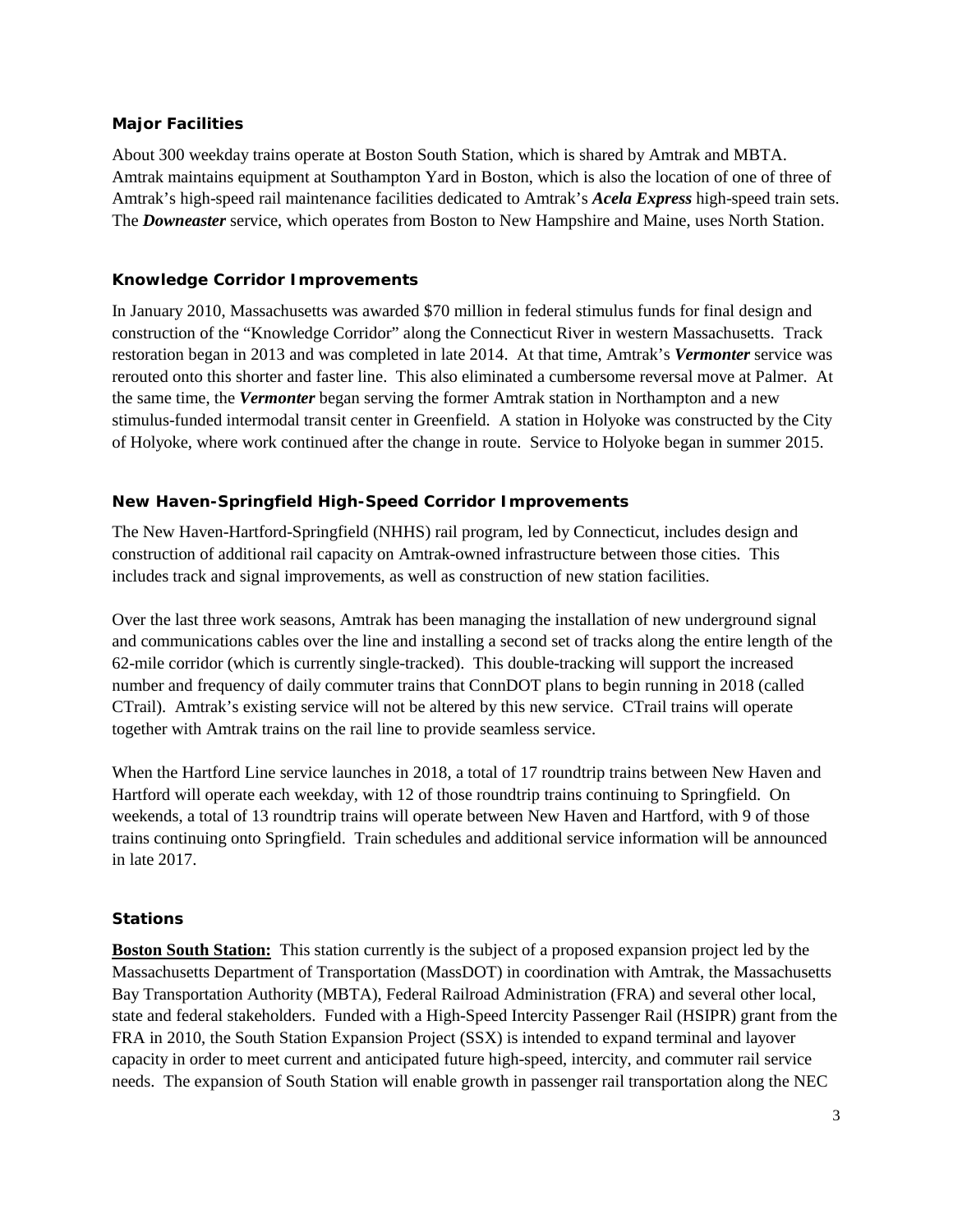### Major Facilities

About 300 weekday trains operate at Boston South Station, which is shared by Amtrak and MBTA. Amtrak maintains equipment at Southampton Yard in Boston, which is also the location of one of three of Amtrak's high-speed rail maintenance facilities dedicated to Amtrak's ***Acela Express*** high-speed train sets. The ***Downeaster*** service, which operates from Boston to New Hampshire and Maine, uses North Station.

### Knowledge Corridor Improvements

In January 2010, Massachusetts was awarded $70 million in federal stimulus funds for final design and construction of the "Knowledge Corridor" along the Connecticut River in western Massachusetts. Track restoration began in 2013 and was completed in late 2014. At that time, Amtrak's ***Vermonter*** service was rerouted onto this shorter and faster line. This also eliminated a cumbersome reversal move at Palmer. At the same time, the ***Vermonter*** began serving the former Amtrak station in Northampton and a new stimulus-funded intermodal transit center in Greenfield. A station in Holyoke was constructed by the City of Holyoke, where work continued after the change in route. Service to Holyoke began in summer 2015.

### New Haven-Springfield High-Speed Corridor Improvements

The New Haven-Hartford-Springfield (NHHS) rail program, led by Connecticut, includes design and construction of additional rail capacity on Amtrak-owned infrastructure between those cities. This includes track and signal improvements, as well as construction of new station facilities.

Over the last three work seasons, Amtrak has been managing the installation of new underground signal and communications cables over the line and installing a second set of tracks along the entire length of the 62-mile corridor (which is currently single-tracked). This double-tracking will support the increased number and frequency of daily commuter trains that ConnDOT plans to begin running in 2018 (called CTrail). Amtrak's existing service will not be altered by this new service. CTrail trains will operate together with Amtrak trains on the rail line to provide seamless service.

When the Hartford Line service launches in 2018, a total of 17 roundtrip trains between New Haven and Hartford will operate each weekday, with 12 of those roundtrip trains continuing to Springfield. On weekends, a total of 13 roundtrip trains will operate between New Haven and Hartford, with 9 of those trains continuing onto Springfield. Train schedules and additional service information will be announced in late 2017.

### Stations

**Boston South Station:** This station currently is the subject of a proposed expansion project led by the Massachusetts Department of Transportation (MassDOT) in coordination with Amtrak, the Massachusetts Bay Transportation Authority (MBTA), Federal Railroad Administration (FRA) and several other local, state and federal stakeholders. Funded with a High-Speed Intercity Passenger Rail (HSIPR) grant from the FRA in 2010, the South Station Expansion Project (SSX) is intended to expand terminal and layover capacity in order to meet current and anticipated future high-speed, intercity, and commuter rail service needs. The expansion of South Station will enable growth in passenger rail transportation along the NEC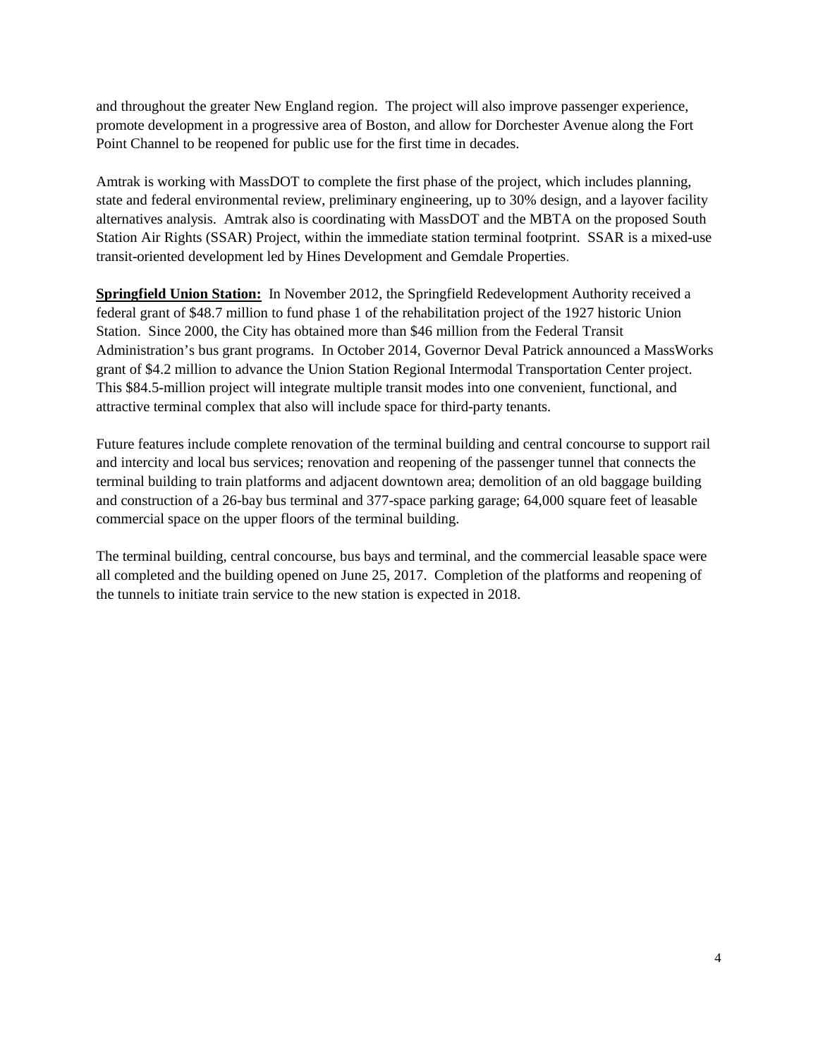and throughout the greater New England region. The project will also improve passenger experience, promote development in a progressive area of Boston, and allow for Dorchester Avenue along the Fort Point Channel to be reopened for public use for the first time in decades.

Amtrak is working with MassDOT to complete the first phase of the project, which includes planning, state and federal environmental review, preliminary engineering, up to 30% design, and a layover facility alternatives analysis. Amtrak also is coordinating with MassDOT and the MBTA on the proposed South Station Air Rights (SSAR) Project, within the immediate station terminal footprint. SSAR is a mixed-use transit-oriented development led by Hines Development and Gemdale Properties.

**Springfield Union Station:** In November 2012, the Springfield Redevelopment Authority received a federal grant of $48.7 million to fund phase 1 of the rehabilitation project of the 1927 historic Union Station. Since 2000, the City has obtained more than $46 million from the Federal Transit Administration's bus grant programs. In October 2014, Governor Deval Patrick announced a MassWorks grant of $4.2 million to advance the Union Station Regional Intermodal Transportation Center project. This $84.5-million project will integrate multiple transit modes into one convenient, functional, and attractive terminal complex that also will include space for third-party tenants.

Future features include complete renovation of the terminal building and central concourse to support rail and intercity and local bus services; renovation and reopening of the passenger tunnel that connects the terminal building to train platforms and adjacent downtown area; demolition of an old baggage building and construction of a 26-bay bus terminal and 377-space parking garage; 64,000 square feet of leasable commercial space on the upper floors of the terminal building.

The terminal building, central concourse, bus bays and terminal, and the commercial leasable space were all completed and the building opened on June 25, 2017. Completion of the platforms and reopening of the tunnels to initiate train service to the new station is expected in 2018.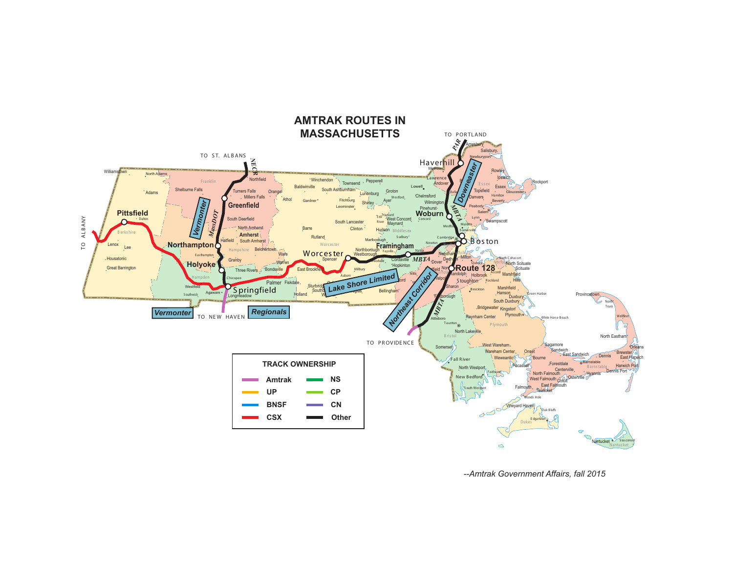# AMTRAK ROUTES IN MASSACHUSETTS

TO ST. ALBANS

TO PORTLAND

TO ALBANY

TO NEW HAVEN

TO PROVIDENCE

Vermonter

Downeaster

Lake Shore Limited

Northeast Corridor

Regionals

NECR

MassDOT

PAR

MBTA

Pittsfield

Northampton

Holyoke

Greenfield

Amherst

Springfield

Worcester

Framingham

Boston

Route 128

Woburn

Haverhill

TRACK OWNERSHIP

Amtrak

UP

BNSF

CSX

NS

CP

CN

Other

*--Amtrak Government Affairs, fall 2015*